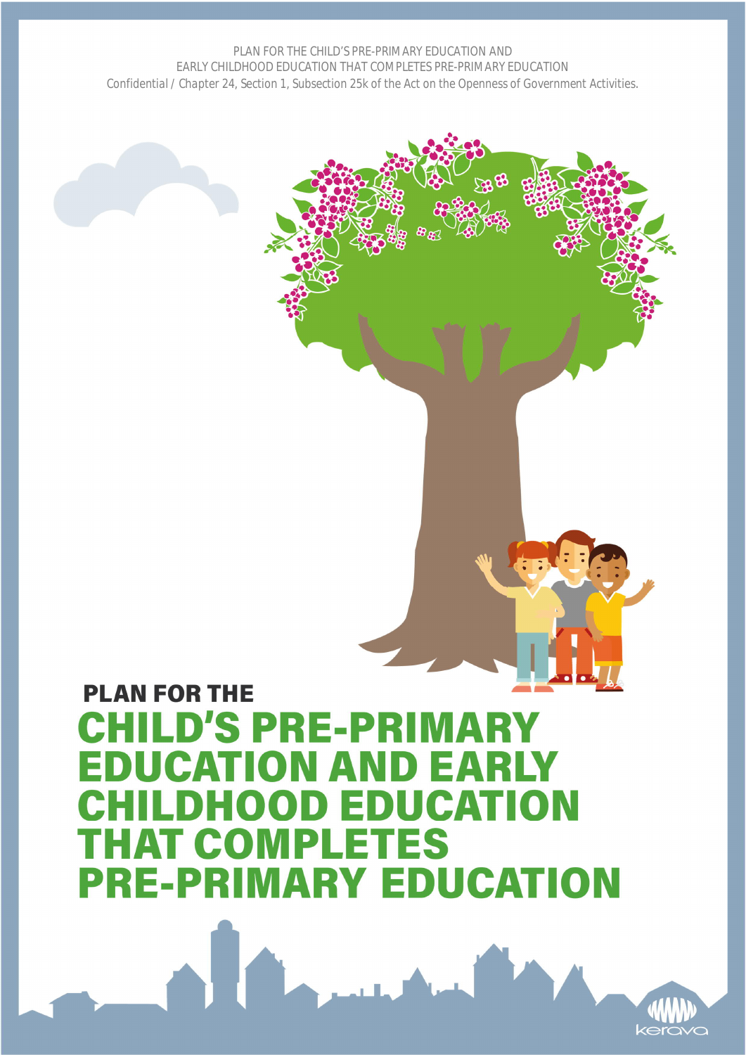PLAN FOR THE CHILD'S PRE-PRIMARY EDUCATION AND
EARLY CHILDHOOD EDUCATION THAT COMPLETES PRE-PRIMARY EDUCATION
Confidential / Chapter 24, Section 1, Subsection 25k of the Act on the Openness of Government Activities.

# PLAN FOR THE CHILD'S PRE-PRIMARY EDUCATION AND EARLY CHILDHOOD EDUCATION THAT COMPLETES PRE-PRIMARY EDUCATION

kerava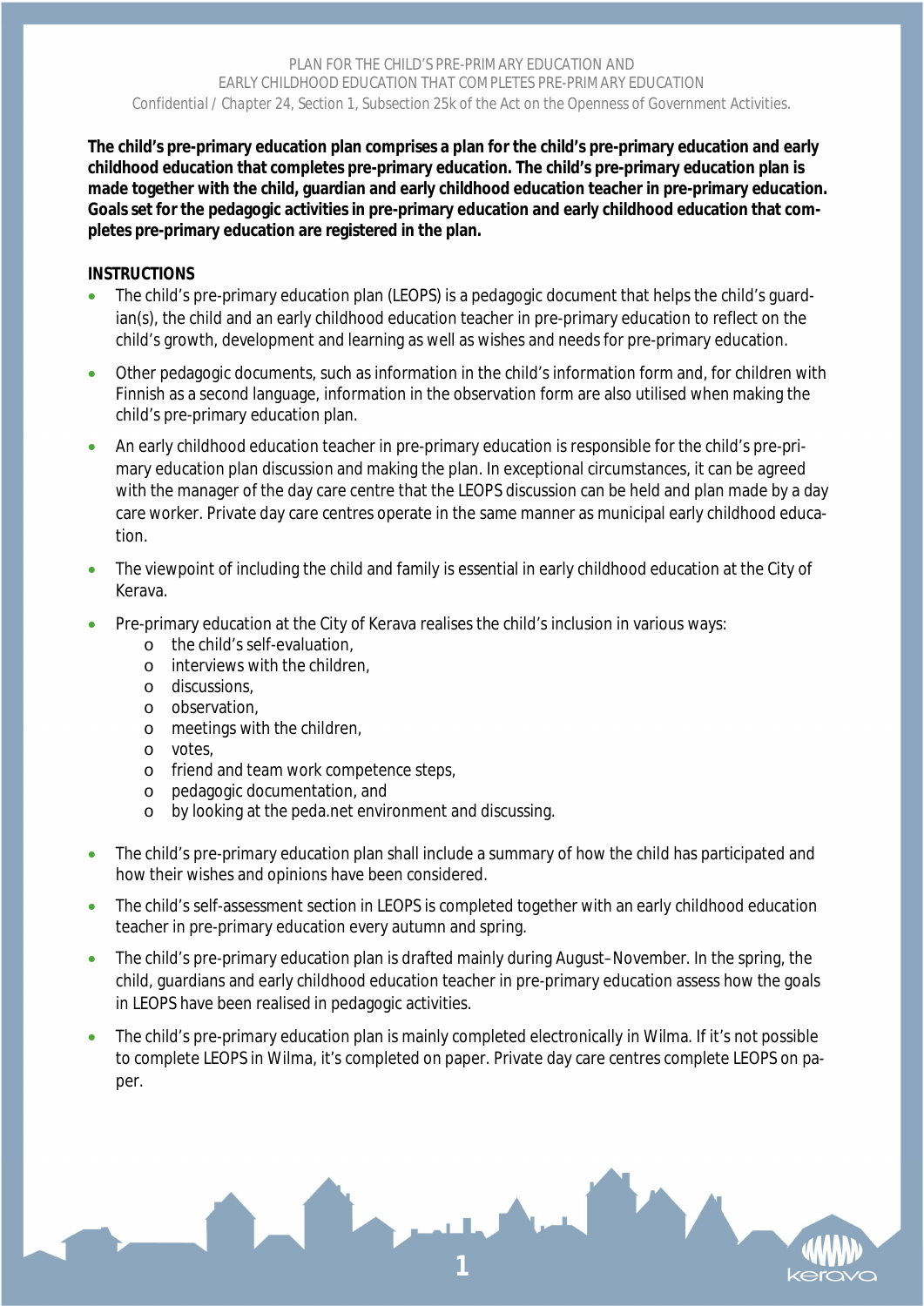PLAN FOR THE CHILD'S PRE-PRIMARY EDUCATION AND
EARLY CHILDHOOD EDUCATION THAT COMPLETES PRE-PRIMARY EDUCATION
Confidential / Chapter 24, Section 1, Subsection 25k of the Act on the Openness of Government Activities.

**The child's pre-primary education plan comprises a plan for the child's pre-primary education and early childhood education that completes pre-primary education. The child's pre-primary education plan is made together with the child, guardian and early childhood education teacher in pre-primary education. Goals set for the pedagogic activities in pre-primary education and early childhood education that completes pre-primary education are registered in the plan.**

**INSTRUCTIONS**

- The child's pre-primary education plan (LEOPS) is a pedagogic document that helps the child's guardian(s), the child and an early childhood education teacher in pre-primary education to reflect on the child's growth, development and learning as well as wishes and needs for pre-primary education.
- Other pedagogic documents, such as information in the child's information form and, for children with Finnish as a second language, information in the observation form are also utilised when making the child's pre-primary education plan.
- An early childhood education teacher in pre-primary education is responsible for the child's pre-primary education plan discussion and making the plan. In exceptional circumstances, it can be agreed with the manager of the day care centre that the LEOPS discussion can be held and plan made by a day care worker. Private day care centres operate in the same manner as municipal early childhood education.
- The viewpoint of including the child and family is essential in early childhood education at the City of Kerava.
- Pre-primary education at the City of Kerava realises the child's inclusion in various ways:
  - the child's self-evaluation,
  - interviews with the children,
  - discussions,
  - observation,
  - meetings with the children,
  - votes,
  - friend and team work competence steps,
  - pedagogic documentation, and
  - by looking at the peda.net environment and discussing.
- The child's pre-primary education plan shall include a summary of how the child has participated and how their wishes and opinions have been considered.
- The child's self-assessment section in LEOPS is completed together with an early childhood education teacher in pre-primary education every autumn and spring.
- The child's pre-primary education plan is drafted mainly during August–November. In the spring, the child, guardians and early childhood education teacher in pre-primary education assess how the goals in LEOPS have been realised in pedagogic activities.
- The child's pre-primary education plan is mainly completed electronically in Wilma. If it's not possible to complete LEOPS in Wilma, it's completed on paper. Private day care centres complete LEOPS on paper.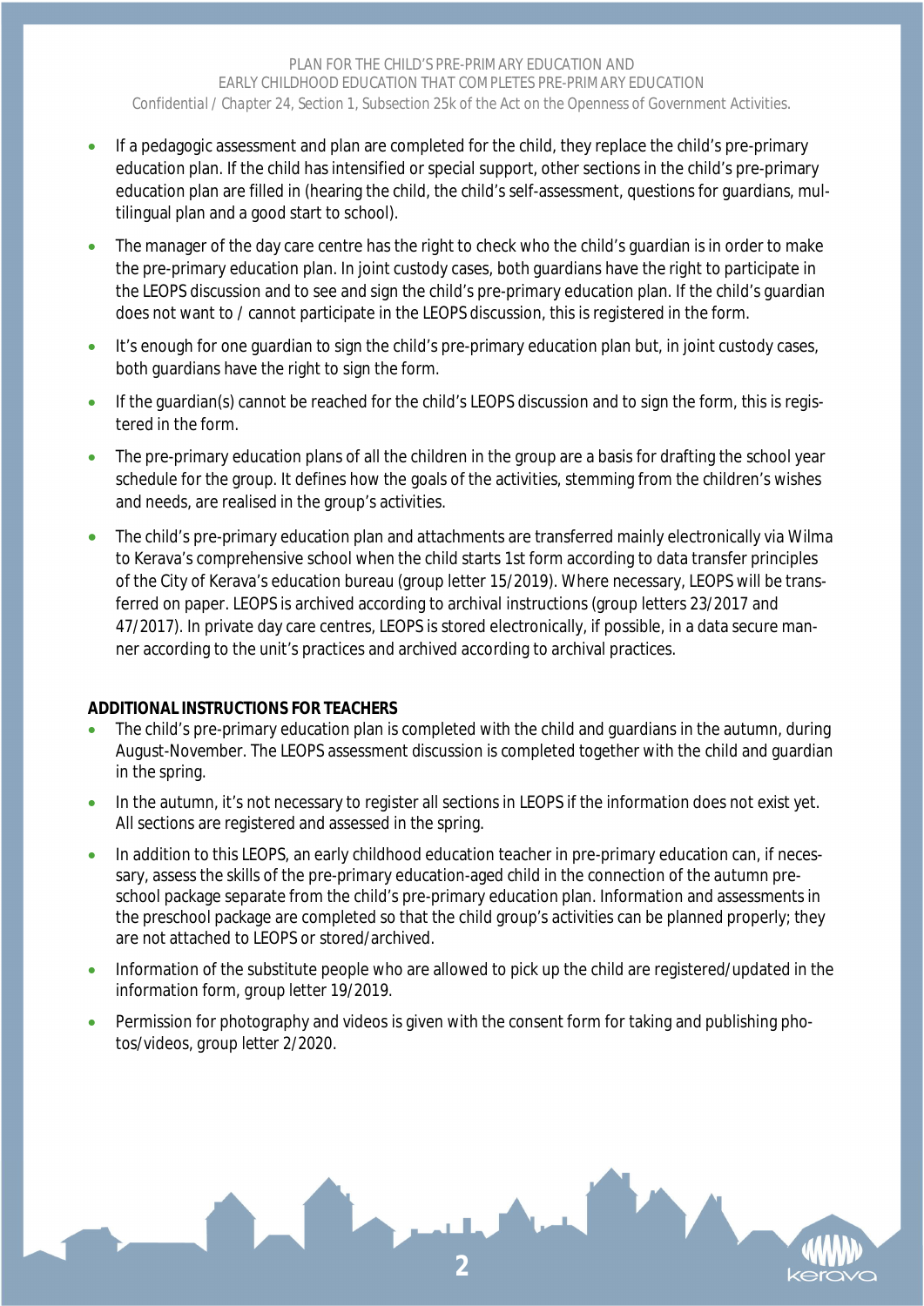- If a pedagogic assessment and plan are completed for the child, they replace the child's pre-primary education plan. If the child has intensified or special support, other sections in the child's pre-primary education plan are filled in (hearing the child, the child's self-assessment, questions for guardians, multilingual plan and a good start to school).
- The manager of the day care centre has the right to check who the child's guardian is in order to make the pre-primary education plan. In joint custody cases, both guardians have the right to participate in the LEOPS discussion and to see and sign the child's pre-primary education plan. If the child's guardian does not want to / cannot participate in the LEOPS discussion, this is registered in the form.
- It's enough for one guardian to sign the child's pre-primary education plan but, in joint custody cases, both guardians have the right to sign the form.
- If the guardian(s) cannot be reached for the child's LEOPS discussion and to sign the form, this is registered in the form.
- The pre-primary education plans of all the children in the group are a basis for drafting the school year schedule for the group. It defines how the goals of the activities, stemming from the children's wishes and needs, are realised in the group's activities.
- The child's pre-primary education plan and attachments are transferred mainly electronically via Wilma to Kerava's comprehensive school when the child starts 1st form according to data transfer principles of the City of Kerava's education bureau (group letter 15/2019). Where necessary, LEOPS will be transferred on paper. LEOPS is archived according to archival instructions (group letters 23/2017 and 47/2017). In private day care centres, LEOPS is stored electronically, if possible, in a data secure manner according to the unit's practices and archived according to archival practices.

**ADDITIONAL INSTRUCTIONS FOR TEACHERS**

- The child's pre-primary education plan is completed with the child and guardians in the autumn, during August-November. The LEOPS assessment discussion is completed together with the child and guardian in the spring.
- In the autumn, it's not necessary to register all sections in LEOPS if the information does not exist yet. All sections are registered and assessed in the spring.
- In addition to this LEOPS, an early childhood education teacher in pre-primary education can, if necessary, assess the skills of the pre-primary education-aged child in the connection of the autumn preschool package separate from the child's pre-primary education plan. Information and assessments in the preschool package are completed so that the child group's activities can be planned properly; they are not attached to LEOPS or stored/archived.
- Information of the substitute people who are allowed to pick up the child are registered/updated in the information form, group letter 19/2019.
- Permission for photography and videos is given with the consent form for taking and publishing photos/videos, group letter 2/2020.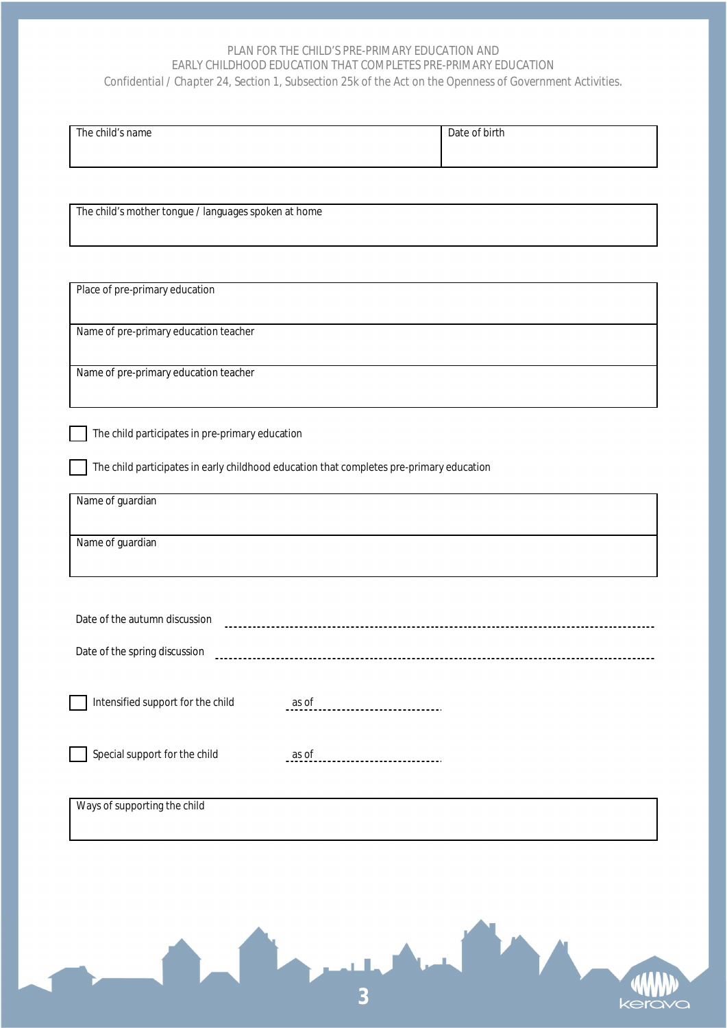PLAN FOR THE CHILD'S PRE-PRIMARY EDUCATION AND
EARLY CHILDHOOD EDUCATION THAT COMPLETES PRE-PRIMARY EDUCATION

Confidential / Chapter 24, Section 1, Subsection 25k of the Act on the Openness of Government Activities.

| The child's name | Date of birth |
|---|---|
| | |

| The child's mother tongue / languages spoken at home |
|---|
| |

| Place of pre-primary education |
|---|
| Name of pre-primary education teacher |
| Name of pre-primary education teacher |

☐ The child participates in pre-primary education

☐ The child participates in early childhood education that completes pre-primary education

| Name of guardian |
|---|
| Name of guardian |

Date of the autumn discussion ------------------------------------------------

Date of the spring discussion ------------------------------------------------

☐ Intensified support for the child as of ------------------------

☐ Special support for the child as of ------------------------

| Ways of supporting the child |
|---|
| |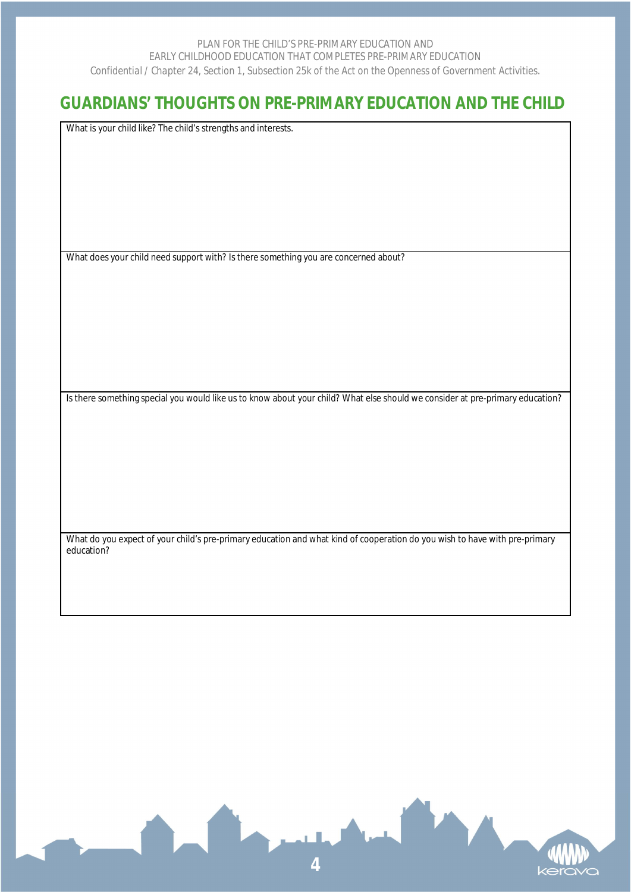## GUARDIANS' THOUGHTS ON PRE-PRIMARY EDUCATION AND THE CHILD

| What is your child like? The child's strengths and interests. |
|---|
| What does your child need support with? Is there something you are concerned about? |
| Is there something special you would like us to know about your child? What else should we consider at pre-primary education? |
| What do you expect of your child's pre-primary education and what kind of cooperation do you wish to have with pre-primary education? |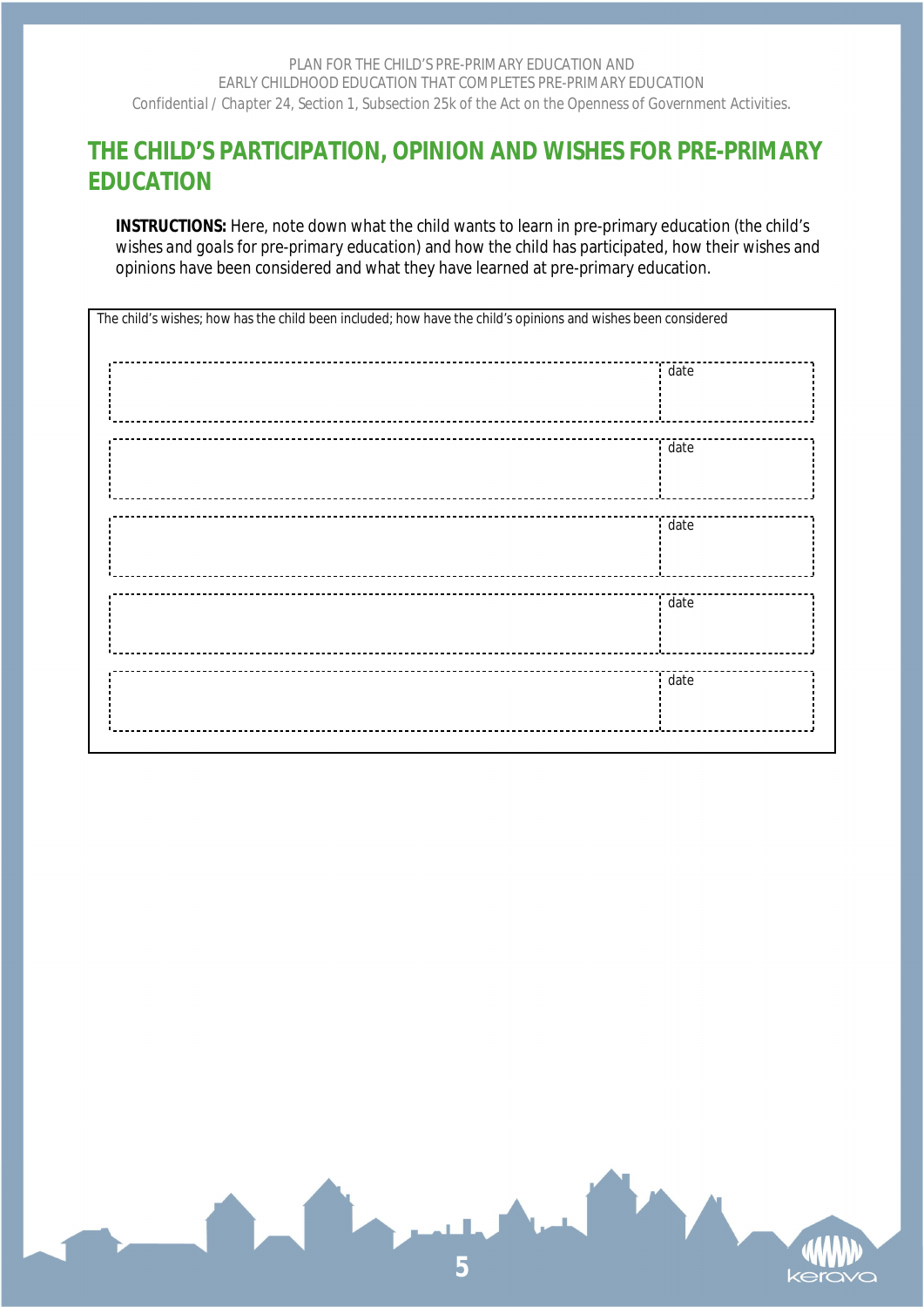## THE CHILD'S PARTICIPATION, OPINION AND WISHES FOR PRE-PRIMARY EDUCATION

**INSTRUCTIONS:** Here, note down what the child wants to learn in pre-primary education (the child's wishes and goals for pre-primary education) and how the child has participated, how their wishes and opinions have been considered and what they have learned at pre-primary education.

| The child's wishes; how has the child been included; how have the child's opinions and wishes been considered | |
|---|---|
| | date |
| | date |
| | date |
| | date |
| | date |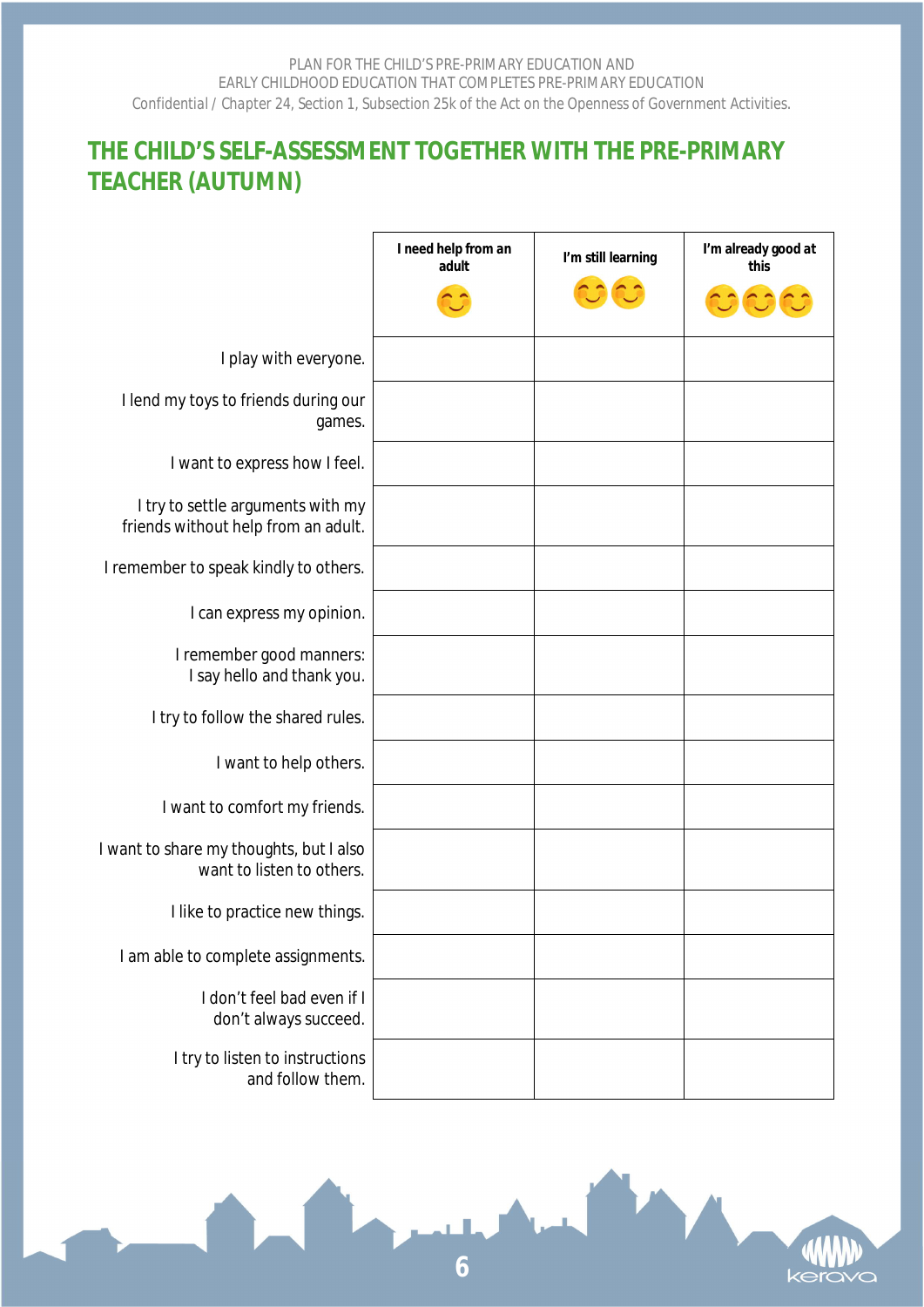PLAN FOR THE CHILD'S PRE-PRIMARY EDUCATION AND EARLY CHILDHOOD EDUCATION THAT COMPLETES PRE-PRIMARY EDUCATION
Confidential / Chapter 24, Section 1, Subsection 25k of the Act on the Openness of Government Activities.

# THE CHILD'S SELF-ASSESSMENT TOGETHER WITH THE PRE-PRIMARY TEACHER (AUTUMN)

| | I need help from an adult 😊 | I'm still learning 😊😊 | I'm already good at this 😊😊😊 |
|---|---|---|---|
| I play with everyone. | | | |
| I lend my toys to friends during our games. | | | |
| I want to express how I feel. | | | |
| I try to settle arguments with my friends without help from an adult. | | | |
| I remember to speak kindly to others. | | | |
| I can express my opinion. | | | |
| I remember good manners: I say hello and thank you. | | | |
| I try to follow the shared rules. | | | |
| I want to help others. | | | |
| I want to comfort my friends. | | | |
| I want to share my thoughts, but I also want to listen to others. | | | |
| I like to practice new things. | | | |
| I am able to complete assignments. | | | |
| I don't feel bad even if I don't always succeed. | | | |
| I try to listen to instructions and follow them. | | | |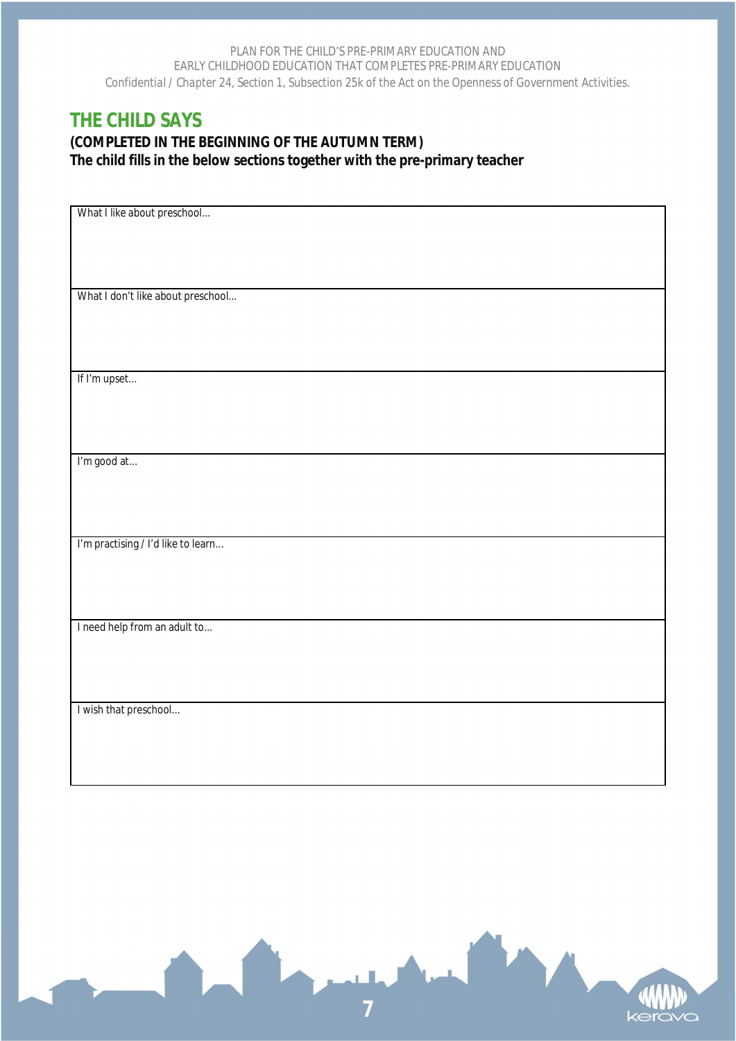## THE CHILD SAYS

**(COMPLETED IN THE BEGINNING OF THE AUTUMN TERM)**
**The child fills in the below sections together with the pre-primary teacher**

| What I like about preschool... |
|---|
| |

| What I don't like about preschool... |
|---|
| |

| If I'm upset... |
|---|
| |

| I'm good at... |
|---|
| |

| I'm practising / I'd like to learn... |
|---|
| |

| I need help from an adult to... |
|---|
| |

| I wish that preschool... |
|---|
| |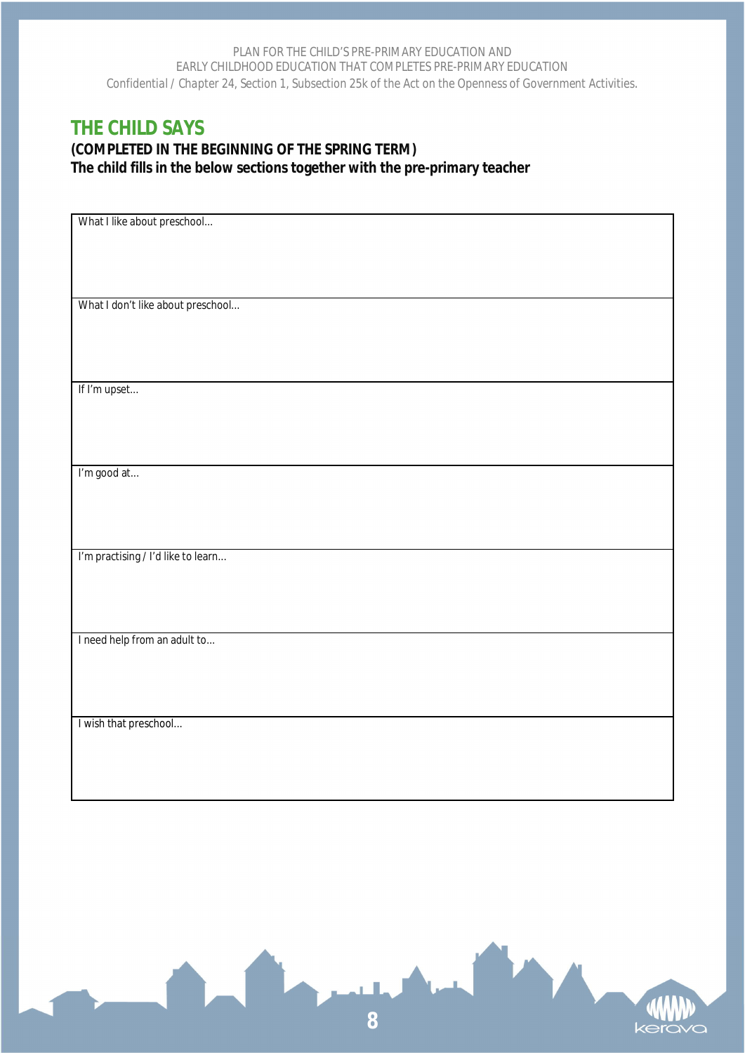## THE CHILD SAYS

**(COMPLETED IN THE BEGINNING OF THE SPRING TERM)**
**The child fills in the below sections together with the pre-primary teacher**

| What I like about preschool… |
|---|
| What I don't like about preschool… |
| If I'm upset… |
| I'm good at… |
| I'm practising / I'd like to learn… |
| I need help from an adult to… |
| I wish that preschool… |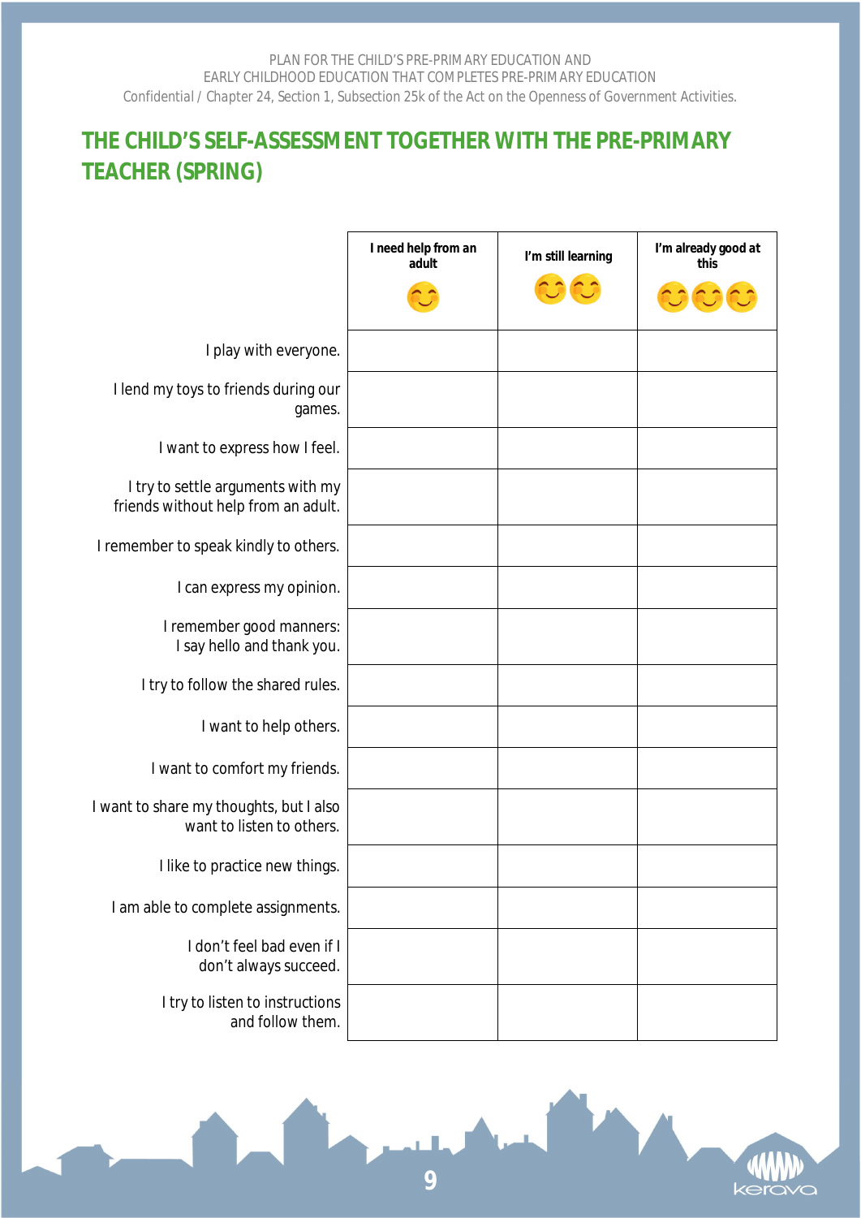## THE CHILD'S SELF-ASSESSMENT TOGETHER WITH THE PRE-PRIMARY TEACHER (SPRING)

| | I need help from an adult 😊 | I'm still learning 😊😊 | I'm already good at this 😊😊😊 |
|---|---|---|---|
| I play with everyone. | | | |
| I lend my toys to friends during our games. | | | |
| I want to express how I feel. | | | |
| I try to settle arguments with my friends without help from an adult. | | | |
| I remember to speak kindly to others. | | | |
| I can express my opinion. | | | |
| I remember good manners: I say hello and thank you. | | | |
| I try to follow the shared rules. | | | |
| I want to help others. | | | |
| I want to comfort my friends. | | | |
| I want to share my thoughts, but I also want to listen to others. | | | |
| I like to practice new things. | | | |
| I am able to complete assignments. | | | |
| I don't feel bad even if I don't always succeed. | | | |
| I try to listen to instructions and follow them. | | | |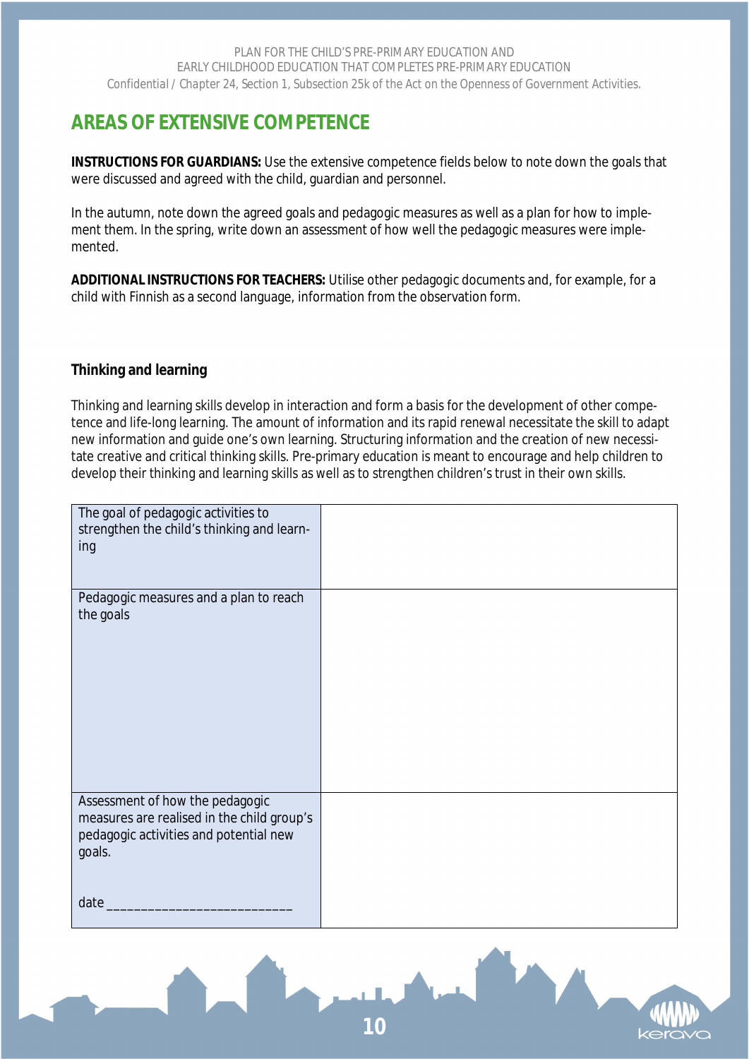## AREAS OF EXTENSIVE COMPETENCE

**INSTRUCTIONS FOR GUARDIANS:** Use the extensive competence fields below to note down the goals that were discussed and agreed with the child, guardian and personnel.

In the autumn, note down the agreed goals and pedagogic measures as well as a plan for how to implement them. In the spring, write down an assessment of how well the pedagogic measures were implemented.

**ADDITIONAL INSTRUCTIONS FOR TEACHERS:** Utilise other pedagogic documents and, for example, for a child with Finnish as a second language, information from the observation form.

### Thinking and learning

Thinking and learning skills develop in interaction and form a basis for the development of other competence and life-long learning. The amount of information and its rapid renewal necessitate the skill to adapt new information and guide one's own learning. Structuring information and the creation of new necessitate creative and critical thinking skills. Pre-primary education is meant to encourage and help children to develop their thinking and learning skills as well as to strengthen children's trust in their own skills.

| | |
|---|---|
| The goal of pedagogic activities to strengthen the child's thinking and learning | |
| Pedagogic measures and a plan to reach the goals | |
| Assessment of how the pedagogic measures are realised in the child group's pedagogic activities and potential new goals.<br><br>date ___________________________ | |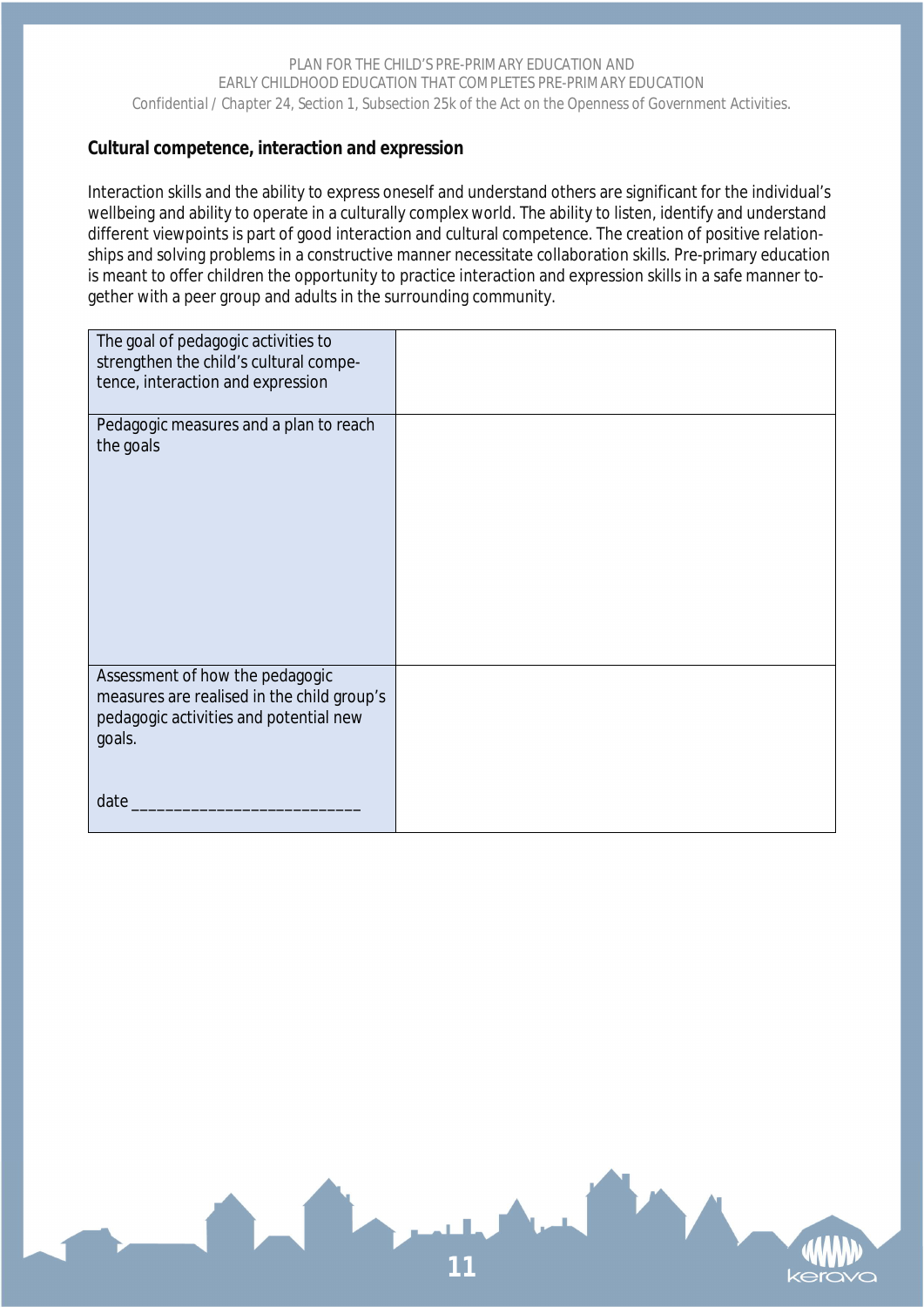## Cultural competence, interaction and expression

Interaction skills and the ability to express oneself and understand others are significant for the individual's wellbeing and ability to operate in a culturally complex world. The ability to listen, identify and understand different viewpoints is part of good interaction and cultural competence. The creation of positive relationships and solving problems in a constructive manner necessitate collaboration skills. Pre-primary education is meant to offer children the opportunity to practice interaction and expression skills in a safe manner together with a peer group and adults in the surrounding community.

| | |
|---|---|
| The goal of pedagogic activities to strengthen the child's cultural competence, interaction and expression | |
| Pedagogic measures and a plan to reach the goals | |
| Assessment of how the pedagogic measures are realised in the child group's pedagogic activities and potential new goals.<br><br>date ___________________________ | |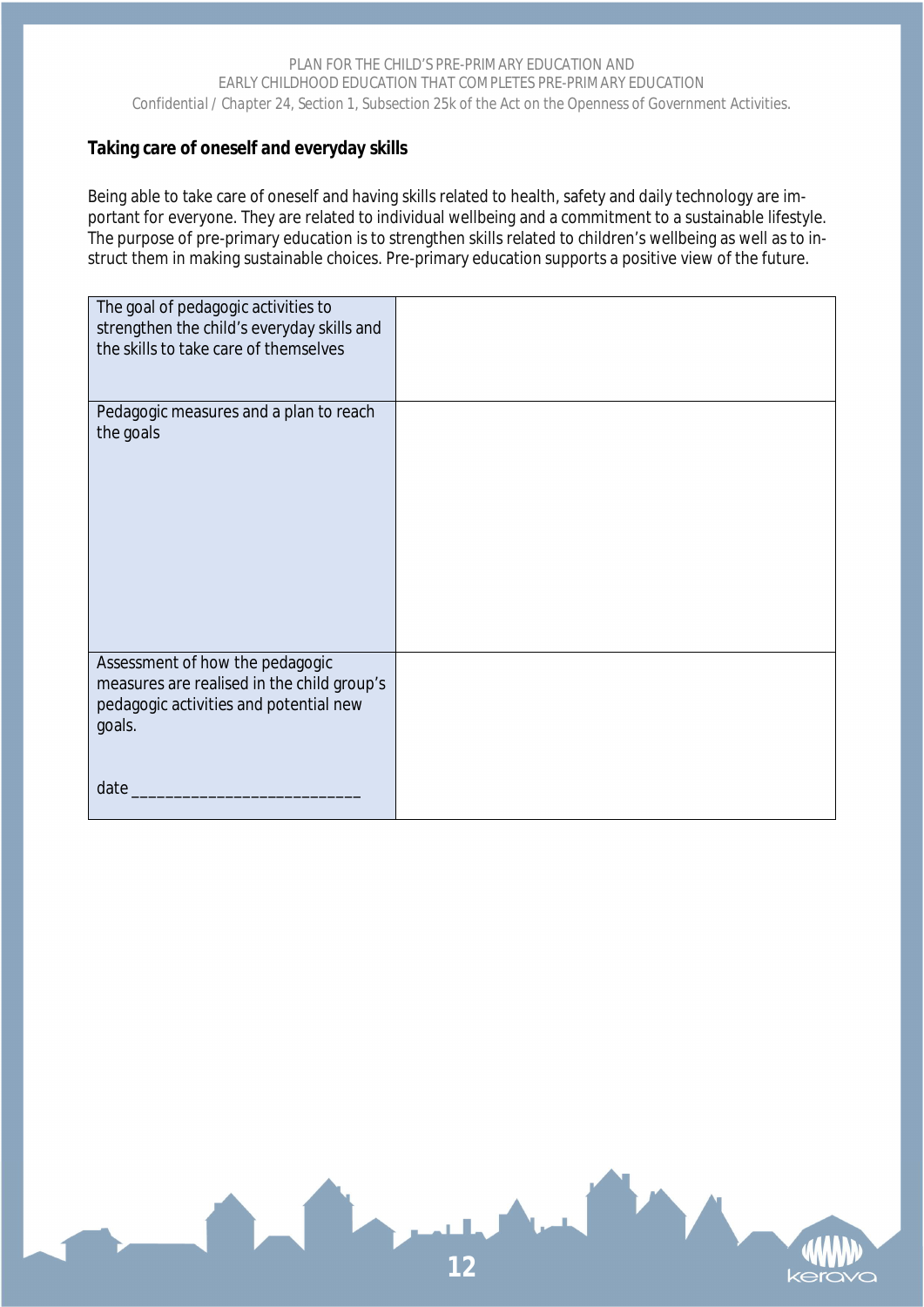## Taking care of oneself and everyday skills

Being able to take care of oneself and having skills related to health, safety and daily technology are important for everyone. They are related to individual wellbeing and a commitment to a sustainable lifestyle. The purpose of pre-primary education is to strengthen skills related to children's wellbeing as well as to instruct them in making sustainable choices. Pre-primary education supports a positive view of the future.

| | |
|---|---|
| The goal of pedagogic activities to strengthen the child's everyday skills and the skills to take care of themselves | |
| Pedagogic measures and a plan to reach the goals | |
| Assessment of how the pedagogic measures are realised in the child group's pedagogic activities and potential new goals.<br><br>date __________________________ | |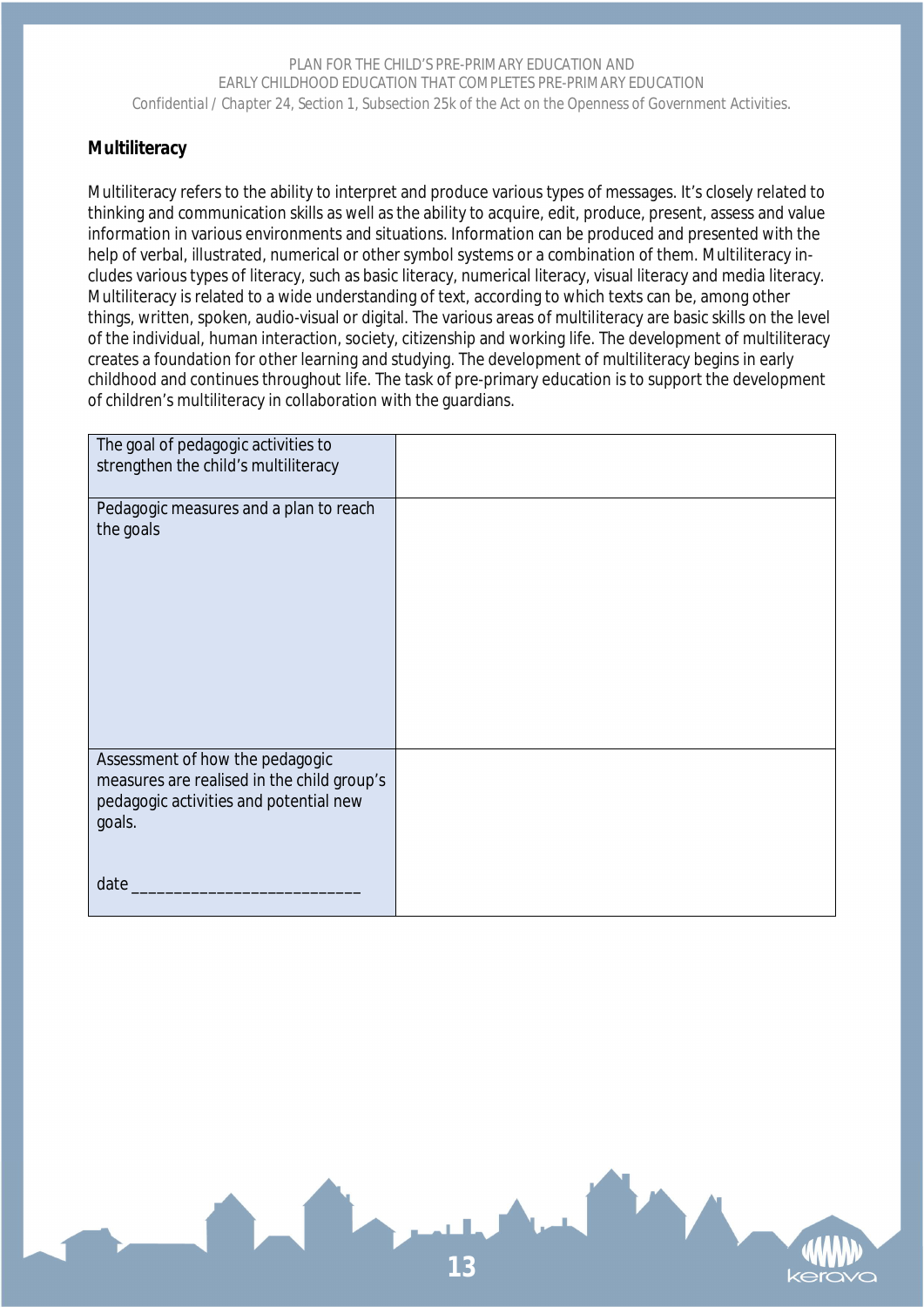## Multiliteracy

Multiliteracy refers to the ability to interpret and produce various types of messages. It's closely related to thinking and communication skills as well as the ability to acquire, edit, produce, present, assess and value information in various environments and situations. Information can be produced and presented with the help of verbal, illustrated, numerical or other symbol systems or a combination of them. Multiliteracy includes various types of literacy, such as basic literacy, numerical literacy, visual literacy and media literacy. Multiliteracy is related to a wide understanding of text, according to which texts can be, among other things, written, spoken, audio-visual or digital. The various areas of multiliteracy are basic skills on the level of the individual, human interaction, society, citizenship and working life. The development of multiliteracy creates a foundation for other learning and studying. The development of multiliteracy begins in early childhood and continues throughout life. The task of pre-primary education is to support the development of children's multiliteracy in collaboration with the guardians.

| | |
|---|---|
| The goal of pedagogic activities to strengthen the child's multiliteracy | |
| Pedagogic measures and a plan to reach the goals | |
| Assessment of how the pedagogic measures are realised in the child group's pedagogic activities and potential new goals.<br><br>date ___________________________ | |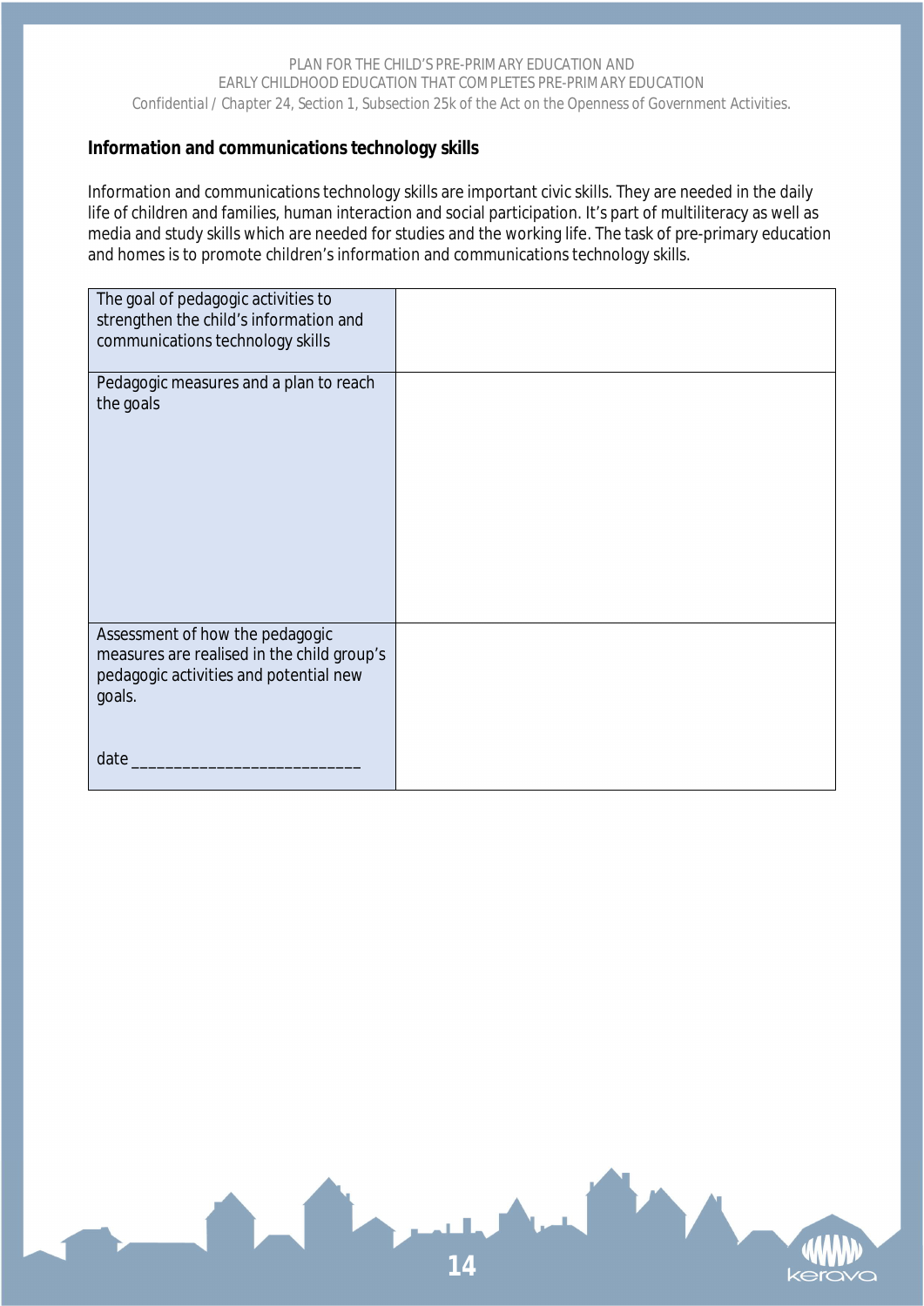## Information and communications technology skills

Information and communications technology skills are important civic skills. They are needed in the daily life of children and families, human interaction and social participation. It's part of multiliteracy as well as media and study skills which are needed for studies and the working life. The task of pre-primary education and homes is to promote children's information and communications technology skills.

| | |
|---|---|
| The goal of pedagogic activities to strengthen the child's information and communications technology skills | |
| Pedagogic measures and a plan to reach the goals | |
| Assessment of how the pedagogic measures are realised in the child group's pedagogic activities and potential new goals.<br><br>date ___________________________ | |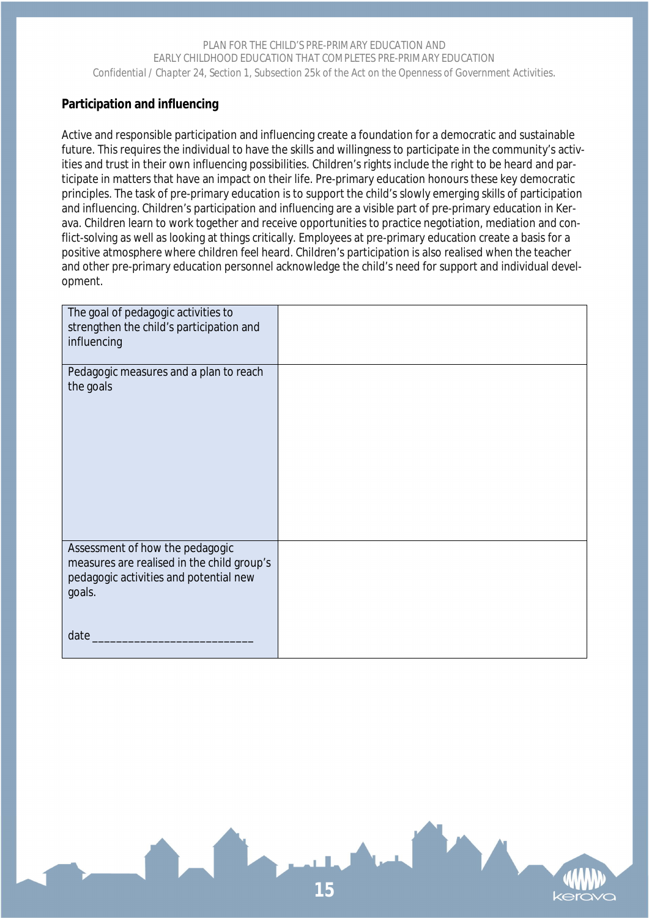## Participation and influencing

Active and responsible participation and influencing create a foundation for a democratic and sustainable future. This requires the individual to have the skills and willingness to participate in the community's activities and trust in their own influencing possibilities. Children's rights include the right to be heard and participate in matters that have an impact on their life. Pre-primary education honours these key democratic principles. The task of pre-primary education is to support the child's slowly emerging skills of participation and influencing. Children's participation and influencing are a visible part of pre-primary education in Kerava. Children learn to work together and receive opportunities to practice negotiation, mediation and conflict-solving as well as looking at things critically. Employees at pre-primary education create a basis for a positive atmosphere where children feel heard. Children's participation is also realised when the teacher and other pre-primary education personnel acknowledge the child's need for support and individual development.

| | |
|---|---|
| The goal of pedagogic activities to strengthen the child's participation and influencing | |
| Pedagogic measures and a plan to reach the goals | |
| Assessment of how the pedagogic measures are realised in the child group's pedagogic activities and potential new goals.<br><br>date ___________________________ | |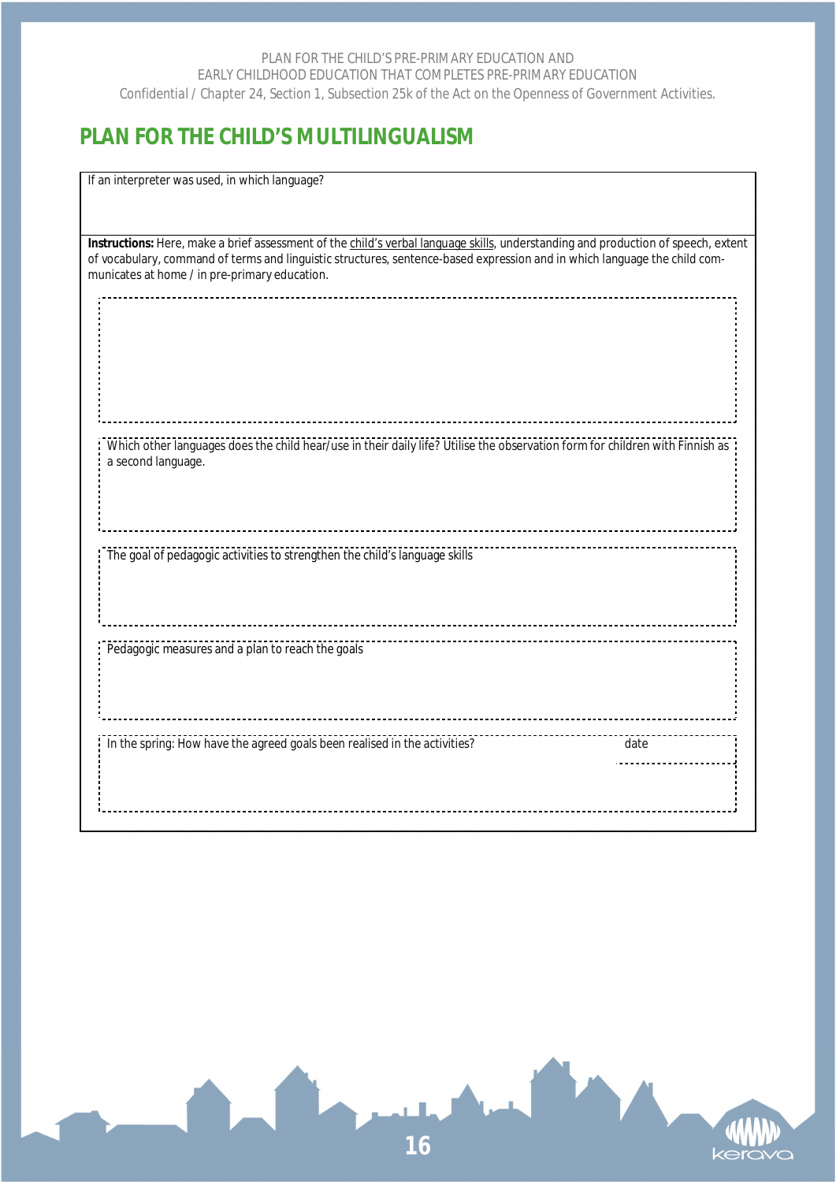## PLAN FOR THE CHILD'S MULTILINGUALISM

If an interpreter was used, in which language?

**Instructions:** Here, make a brief assessment of the child's verbal language skills, understanding and production of speech, extent of vocabulary, command of terms and linguistic structures, sentence-based expression and in which language the child communicates at home / in pre-primary education.

Which other languages does the child hear/use in their daily life? Utilise the observation form for children with Finnish as a second language.

The goal of pedagogic activities to strengthen the child's language skills

Pedagogic measures and a plan to reach the goals

In the spring: How have the agreed goals been realised in the activities? | date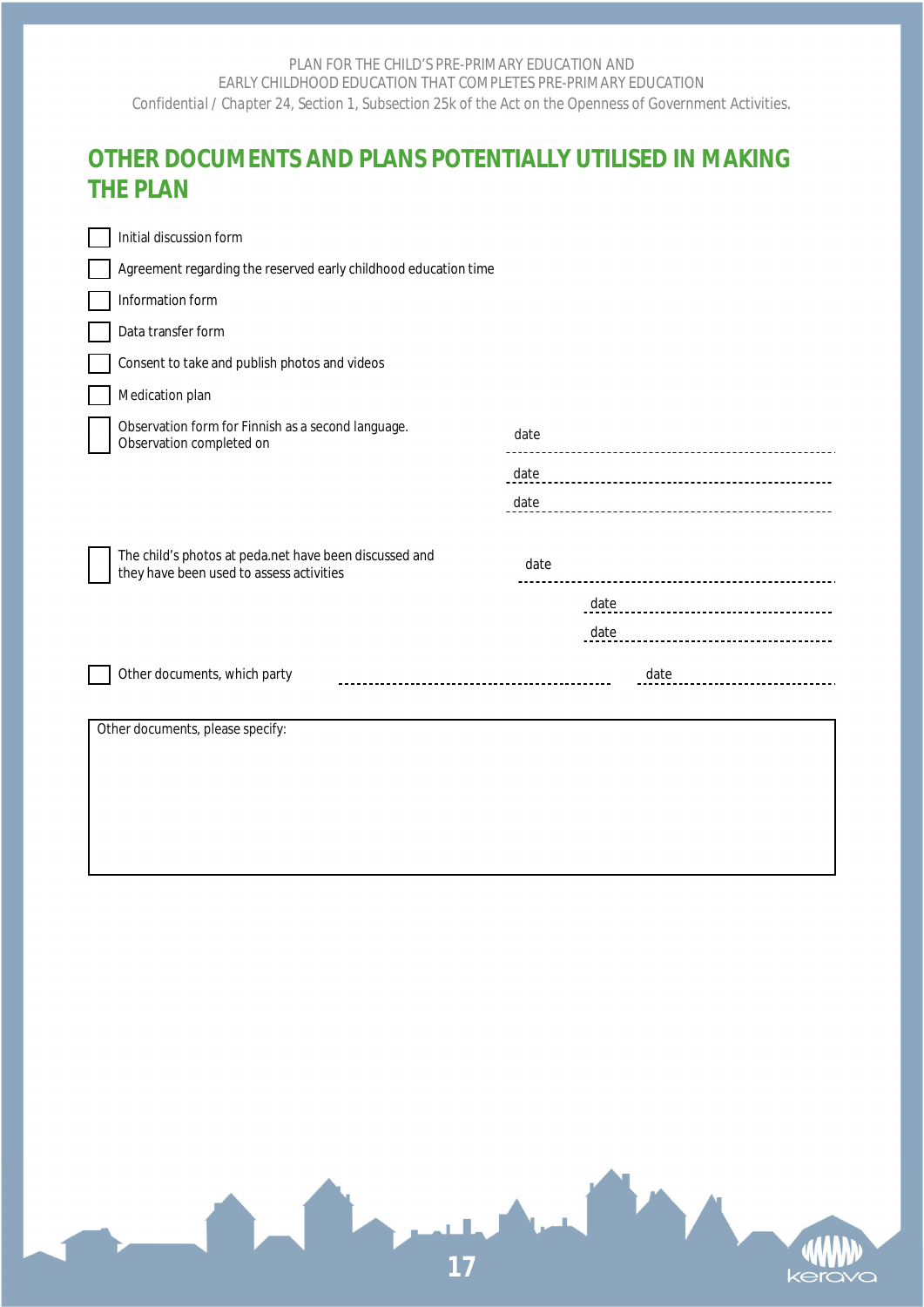## OTHER DOCUMENTS AND PLANS POTENTIALLY UTILISED IN MAKING THE PLAN

- [ ] Initial discussion form
- [ ] Agreement regarding the reserved early childhood education time
- [ ] Information form
- [ ] Data transfer form
- [ ] Consent to take and publish photos and videos
- [ ] Medication plan
- [ ] Observation form for Finnish as a second language. Observation completed on  
  date ________________________________  
  date ________________________________  
  date ________________________________
- [ ] The child's photos at peda.net have been discussed and they have been used to assess activities  
  date ________________________________  
  date ________________________________  
  date ________________________________
- [ ] Other documents, which party ________________________________ date ________________________________

| Other documents, please specify: |
|---|
| |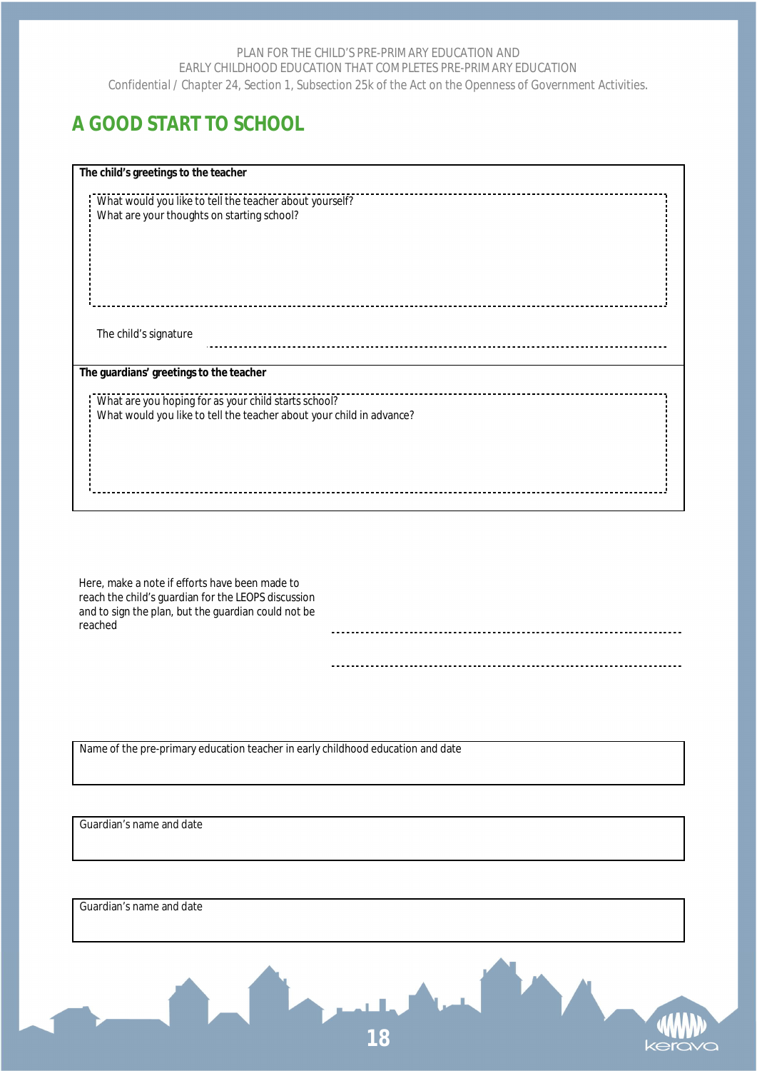# A GOOD START TO SCHOOL

**The child's greetings to the teacher**

What would you like to tell the teacher about yourself?
What are your thoughts on starting school?

The child's signature

**The guardians' greetings to the teacher**

What are you hoping for as your child starts school?
What would you like to tell the teacher about your child in advance?

Here, make a note if efforts have been made to reach the child's guardian for the LEOPS discussion and to sign the plan, but the guardian could not be reached

Name of the pre-primary education teacher in early childhood education and date

Guardian's name and date

Guardian's name and date